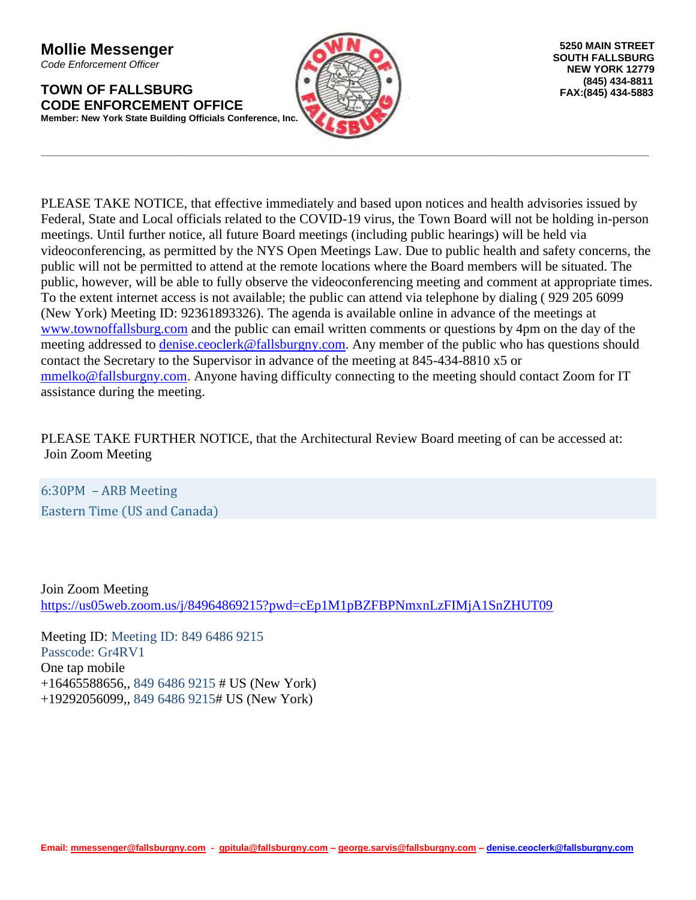**Mollie Messenger**
*Code Enforcement Officer*

**TOWN OF FALLSBURG**
**CODE ENFORCEMENT OFFICE**
**Member: New York State Building Officials Conference, Inc.**

**5250 MAIN STREET**
**SOUTH FALLSBURG**
**NEW YORK 12779**
**(845) 434-8811**
**FAX:(845) 434-5883**

---

PLEASE TAKE NOTICE, that effective immediately and based upon notices and health advisories issued by Federal, State and Local officials related to the COVID-19 virus, the Town Board will not be holding in-person meetings. Until further notice, all future Board meetings (including public hearings) will be held via videoconferencing, as permitted by the NYS Open Meetings Law. Due to public health and safety concerns, the public will not be permitted to attend at the remote locations where the Board members will be situated. The public, however, will be able to fully observe the videoconferencing meeting and comment at appropriate times. To the extent internet access is not available; the public can attend via telephone by dialing ( 929 205 6099 (New York) Meeting ID: 92361893326). The agenda is available online in advance of the meetings at www.townoffallsburg.com and the public can email written comments or questions by 4pm on the day of the meeting addressed to denise.ceoclerk@fallsburgny.com. Any member of the public who has questions should contact the Secretary to the Supervisor in advance of the meeting at 845-434-8810 x5 or mmelko@fallsburgny.com. Anyone having difficulty connecting to the meeting should contact Zoom for IT assistance during the meeting.

PLEASE TAKE FURTHER NOTICE, that the Architectural Review Board meeting of can be accessed at:
Join Zoom Meeting

6:30PM – ARB Meeting
Eastern Time (US and Canada)

Join Zoom Meeting
https://us05web.zoom.us/j/84964869215?pwd=cEp1M1pBZFBPNmxnLzFIMjA1SnZHUT09

Meeting ID: Meeting ID: 849 6486 9215
Passcode: Gr4RV1
One tap mobile
+16465588656,, 849 6486 9215 # US (New York)
+19292056099,, 849 6486 9215# US (New York)

**Email: mmessenger@fallsburgny.com - gpitula@fallsburgny.com – george.sarvis@fallsburgny.com – denise.ceoclerk@fallsburgny.com**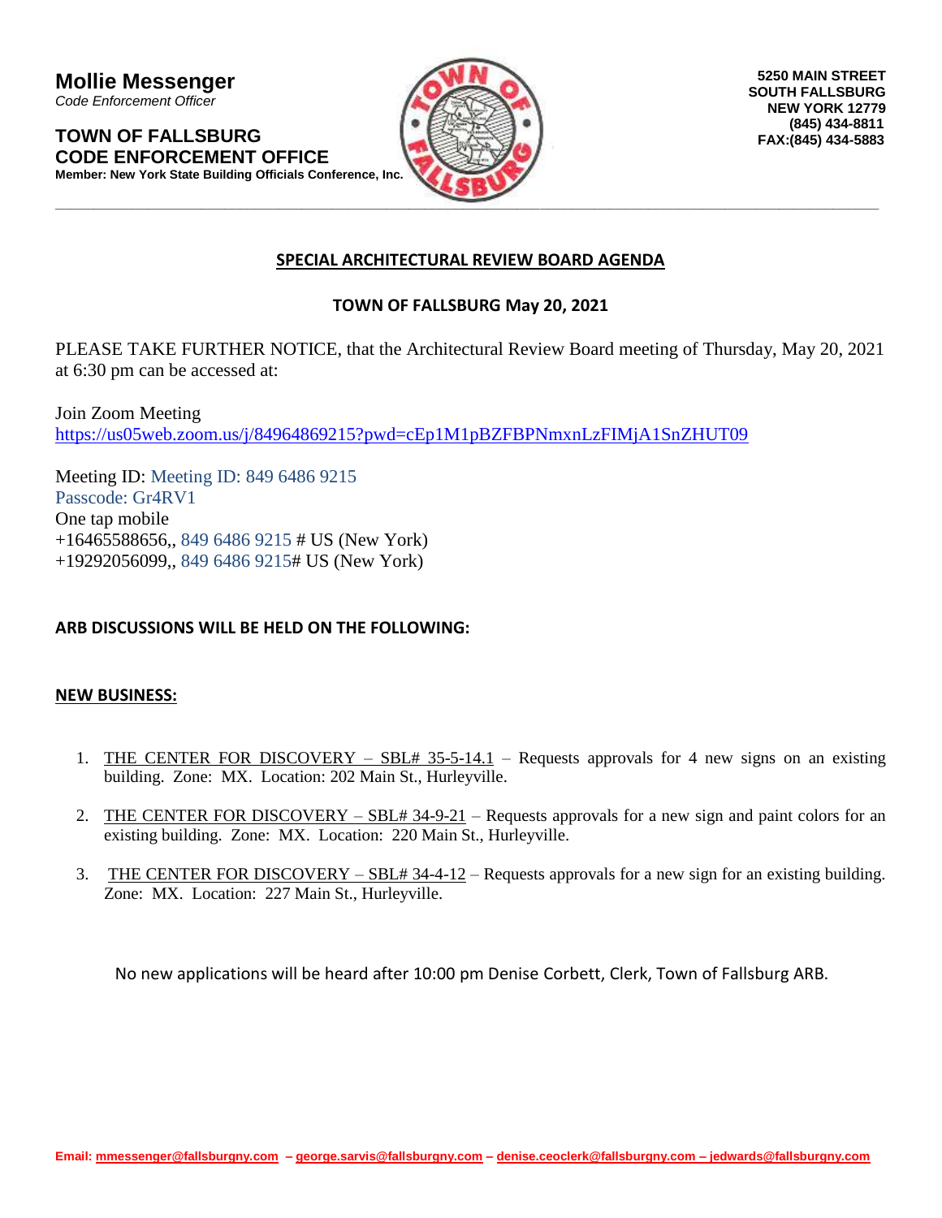**Mollie Messenger**
*Code Enforcement Officer*

**TOWN OF FALLSBURG**
**CODE ENFORCEMENT OFFICE**
**Member: New York State Building Officials Conference, Inc.**

**5250 MAIN STREET**
**SOUTH FALLSBURG**
**NEW YORK 12779**
**(845) 434-8811**
**FAX:(845) 434-5883**

---

## SPECIAL ARCHITECTURAL REVIEW BOARD AGENDA

### TOWN OF FALLSBURG May 20, 2021

PLEASE TAKE FURTHER NOTICE, that the Architectural Review Board meeting of Thursday, May 20, 2021 at 6:30 pm can be accessed at:

Join Zoom Meeting
https://us05web.zoom.us/j/84964869215?pwd=cEp1M1pBZFBPNmxnLzFIMjA1SnZHUT09

Meeting ID: Meeting ID: 849 6486 9215
Passcode: Gr4RV1
One tap mobile
+16465588656,, 849 6486 9215 # US (New York)
+19292056099,, 849 6486 9215# US (New York)

**ARB DISCUSSIONS WILL BE HELD ON THE FOLLOWING:**

**NEW BUSINESS:**

1. THE CENTER FOR DISCOVERY – SBL# 35-5-14.1 – Requests approvals for 4 new signs on an existing building. Zone: MX. Location: 202 Main St., Hurleyville.
2. THE CENTER FOR DISCOVERY – SBL# 34-9-21 – Requests approvals for a new sign and paint colors for an existing building. Zone: MX. Location: 220 Main St., Hurleyville.
3. THE CENTER FOR DISCOVERY – SBL# 34-4-12 – Requests approvals for a new sign for an existing building. Zone: MX. Location: 227 Main St., Hurleyville.

No new applications will be heard after 10:00 pm Denise Corbett, Clerk, Town of Fallsburg ARB.

**Email: mmessenger@fallsburgny.com – george.sarvis@fallsburgny.com – denise.ceoclerk@fallsburgny.com – jedwards@fallsburgny.com**